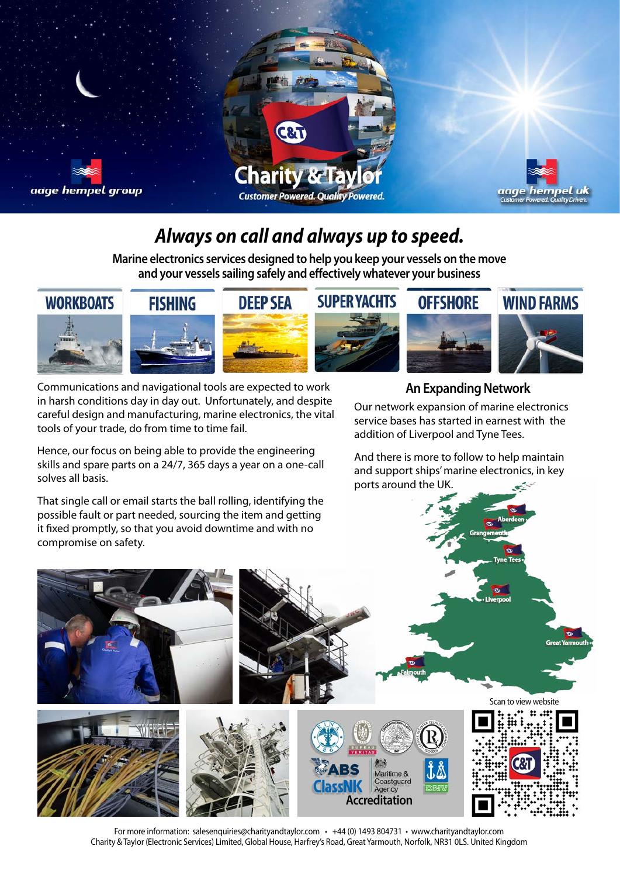aage hempel group

# Charity & Taylor

*Customer Powered. Quality Powered.*

aage hempel uk

Customer Powered. Quality Driven.

## *Always on call and always up to speed.*

**Marine electronics services designed to help you keep your vessels on the move and your vessels sailing safely and effectively whatever your business**

WORKBOATS | FISHING | DEEP SEA | SUPER YACHTS | OFFSHORE | WIND FARMS

Communications and navigational tools are expected to work in harsh conditions day in day out. Unfortunately, and despite careful design and manufacturing, marine electronics, the vital tools of your trade, do from time to time fail.

Hence, our focus on being able to provide the engineering skills and spare parts on a 24/7, 365 days a year on a one-call solves all basis.

That single call or email starts the ball rolling, identifying the possible fault or part needed, sourcing the item and getting it fixed promptly, so that you avoid downtime and with no compromise on safety.

### An Expanding Network

Our network expansion of marine electronics service bases has started in earnest with the addition of Liverpool and Tyne Tees.

And there is more to follow to help maintain and support ships' marine electronics, in key ports around the UK.

Aberdeen · Grangemouth · Tyne Tees · Liverpool · Great Yarmouth · Falmouth

Accreditation

Scan to view website

For more information: salesenquiries@charityandtaylor.com • +44 (0) 1493 804731 • www.charityandtaylor.com

Charity & Taylor (Electronic Services) Limited, Global House, Harfrey's Road, Great Yarmouth, Norfolk, NR31 0LS. United Kingdom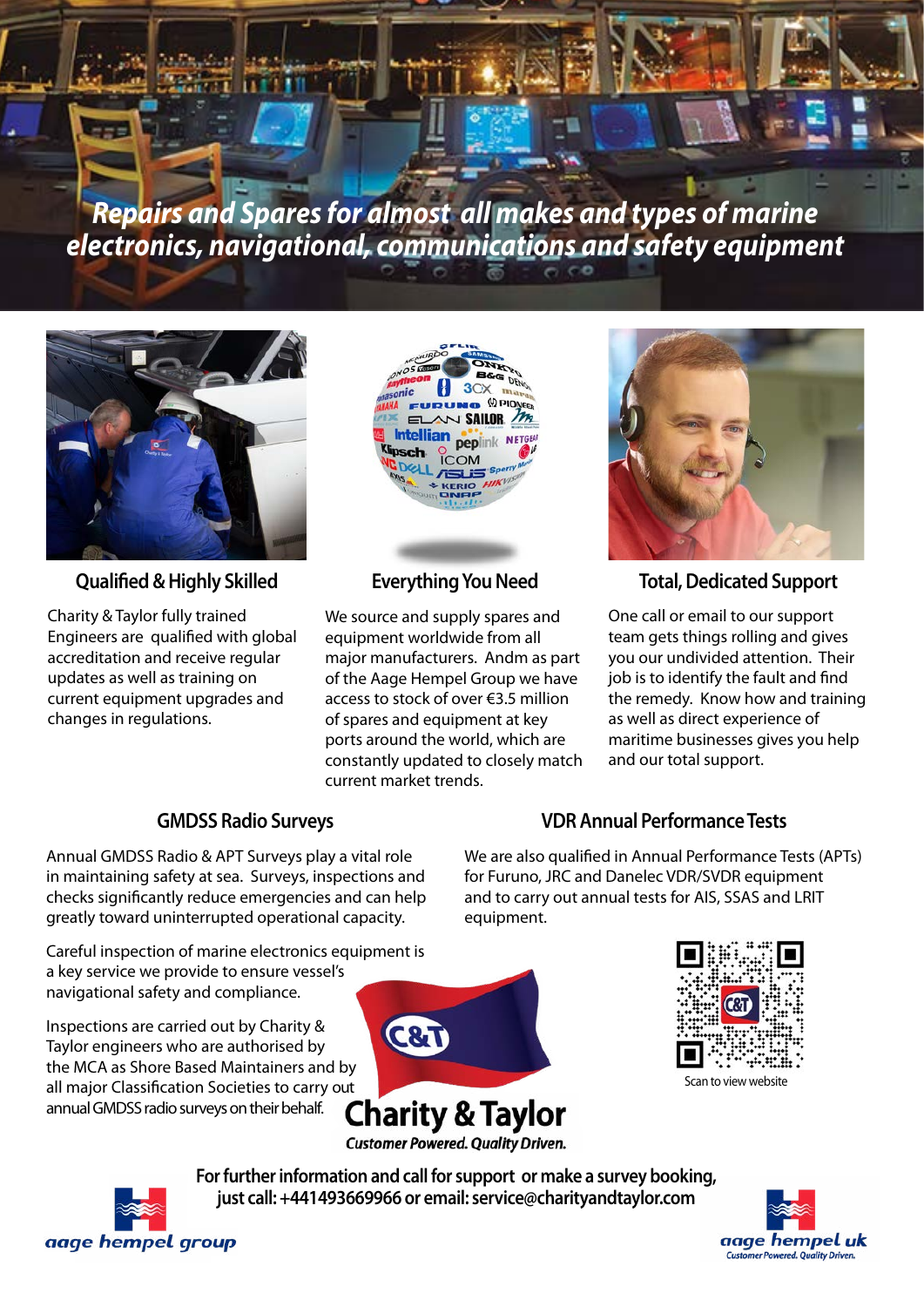# Repairs and Spares for almost all makes and types of marine electronics, navigational, communications and safety equipment

## Qualified & Highly Skilled

Charity & Taylor fully trained Engineers are qualified with global accreditation and receive regular updates as well as training on current equipment upgrades and changes in regulations.

## Everything You Need

We source and supply spares and equipment worldwide from all major manufacturers. Andm as part of the Aage Hempel Group we have access to stock of over €3.5 million of spares and equipment at key ports around the world, which are constantly updated to closely match current market trends.

## Total, Dedicated Support

One call or email to our support team gets things rolling and gives you our undivided attention. Their job is to identify the fault and find the remedy. Know how and training as well as direct experience of maritime businesses gives you help and our total support.

## GMDSS Radio Surveys

Annual GMDSS Radio & APT Surveys play a vital role in maintaining safety at sea. Surveys, inspections and checks significantly reduce emergencies and can help greatly toward uninterrupted operational capacity.

Careful inspection of marine electronics equipment is a key service we provide to ensure vessel's navigational safety and compliance.

Inspections are carried out by Charity & Taylor engineers who are authorised by the MCA as Shore Based Maintainers and by all major Classification Societies to carry out annual GMDSS radio surveys on their behalf.

## VDR Annual Performance Tests

We are also qualified in Annual Performance Tests (APTs) for Furuno, JRC and Danelec VDR/SVDR equipment and to carry out annual tests for AIS, SSAS and LRIT equipment.

Scan to view website

**Charity & Taylor**
*Customer Powered. Quality Driven.*

**For further information and call for support or make a survey booking, just call: +441493669966 or email: service@charityandtaylor.com**

aage hempel group

aage hempel uk
Customer Powered. Quality Driven.